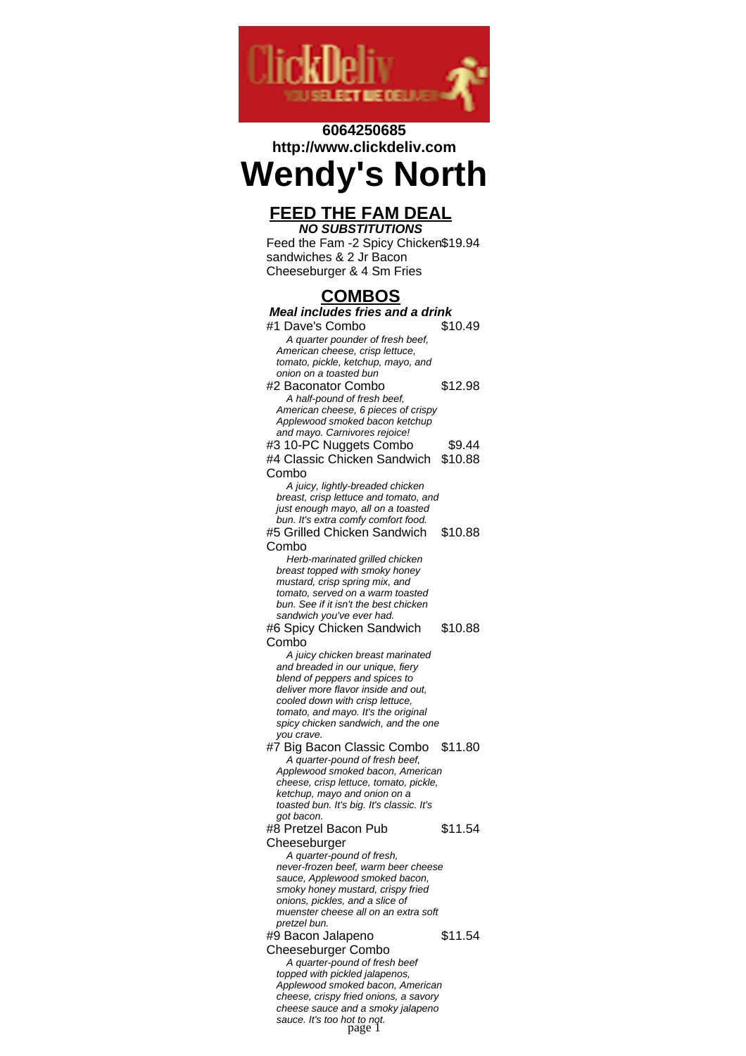6064250685
http://www.clickdeliv.com

# Wendy's North

## FEED THE FAM DEAL

***NO SUBSTITUTIONS***

Feed the Fam -2 Spicy Chicken sandwiches & 2 Jr Bacon Cheeseburger & 4 Sm Fries — $19.94

## COMBOS

***Meal includes fries and a drink***

#1 Dave's Combo — $10.49
*A quarter pounder of fresh beef, American cheese, crisp lettuce, tomato, pickle, ketchup, mayo, and onion on a toasted bun*

#2 Baconator Combo — $12.98
*A half-pound of fresh beef, American cheese, 6 pieces of crispy Applewood smoked bacon ketchup and mayo. Carnivores rejoice!*

#3 10-PC Nuggets Combo — $9.44

#4 Classic Chicken Sandwich Combo — $10.88
*A juicy, lightly-breaded chicken breast, crisp lettuce and tomato, and just enough mayo, all on a toasted bun. It's extra comfy comfort food.*

#5 Grilled Chicken Sandwich Combo — $10.88
*Herb-marinated grilled chicken breast topped with smoky honey mustard, crisp spring mix, and tomato, served on a warm toasted bun. See if it isn't the best chicken sandwich you've ever had.*

#6 Spicy Chicken Sandwich Combo — $10.88
*A juicy chicken breast marinated and breaded in our unique, fiery blend of peppers and spices to deliver more flavor inside and out, cooled down with crisp lettuce, tomato, and mayo. It's the original spicy chicken sandwich, and the one you crave.*

#7 Big Bacon Classic Combo — $11.80
*A quarter-pound of fresh beef, Applewood smoked bacon, American cheese, crisp lettuce, tomato, pickle, ketchup, mayo and onion on a toasted bun. It's big. It's classic. It's got bacon.*

#8 Pretzel Bacon Pub Cheeseburger — $11.54
*A quarter-pound of fresh, never-frozen beef, warm beer cheese sauce, Applewood smoked bacon, smoky honey mustard, crispy fried onions, pickles, and a slice of muenster cheese all on an extra soft pretzel bun.*

#9 Bacon Jalapeno Cheeseburger Combo — $11.54
*A quarter-pound of fresh beef topped with pickled jalapenos, Applewood smoked bacon, American cheese, crispy fried onions, a savory cheese sauce and a smoky jalapeno sauce. It's too hot to not.*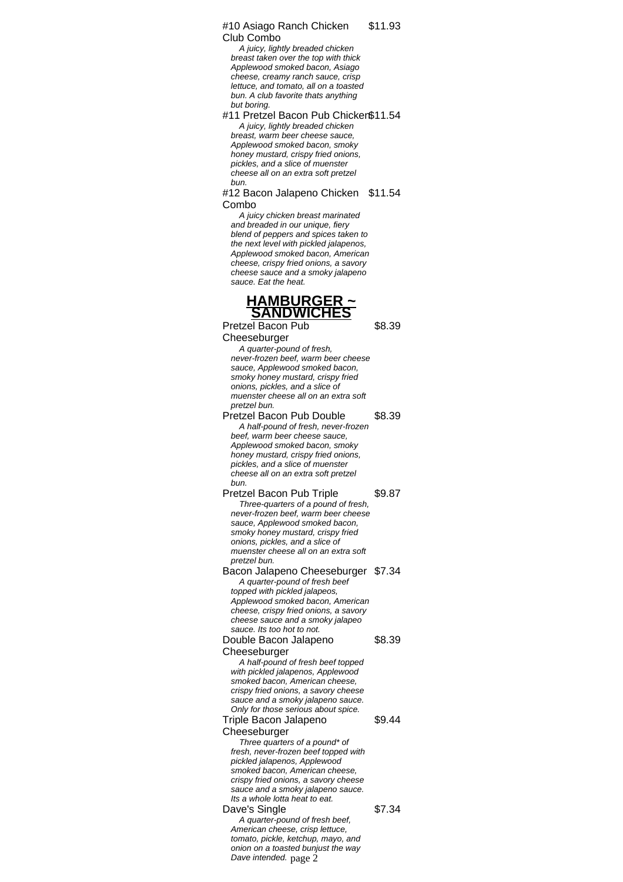#10 Asiago Ranch Chicken Club Combo $11.93

*A juicy, lightly breaded chicken breast taken over the top with thick Applewood smoked bacon, Asiago cheese, creamy ranch sauce, crisp lettuce, and tomato, all on a toasted bun. A club favorite thats anything but boring.*

#11 Pretzel Bacon Pub Chicken $11.54

*A juicy, lightly breaded chicken breast, warm beer cheese sauce, Applewood smoked bacon, smoky honey mustard, crispy fried onions, pickles, and a slice of muenster cheese all on an extra soft pretzel bun.*

#12 Bacon Jalapeno Chicken Combo $11.54

*A juicy chicken breast marinated and breaded in our unique, fiery blend of peppers and spices taken to the next level with pickled jalapenos, Applewood smoked bacon, American cheese, crispy fried onions, a savory cheese sauce and a smoky jalapeno sauce. Eat the heat.*

## HAMBURGER ~ SANDWICHES

Pretzel Bacon Pub Cheeseburger $8.39

*A quarter-pound of fresh, never-frozen beef, warm beer cheese sauce, Applewood smoked bacon, smoky honey mustard, crispy fried onions, pickles, and a slice of muenster cheese all on an extra soft pretzel bun.*

Pretzel Bacon Pub Double $8.39

*A half-pound of fresh, never-frozen beef, warm beer cheese sauce, Applewood smoked bacon, smoky honey mustard, crispy fried onions, pickles, and a slice of muenster cheese all on an extra soft pretzel bun.*

Pretzel Bacon Pub Triple $9.87

*Three-quarters of a pound of fresh, never-frozen beef, warm beer cheese sauce, Applewood smoked bacon, smoky honey mustard, crispy fried onions, pickles, and a slice of muenster cheese all on an extra soft pretzel bun.*

Bacon Jalapeno Cheeseburger $7.34

*A quarter-pound of fresh beef topped with pickled jalapeos, Applewood smoked bacon, American cheese, crispy fried onions, a savory cheese sauce and a smoky jalapeo sauce. Its too hot to not.*

Double Bacon Jalapeno Cheeseburger $8.39

*A half-pound of fresh beef topped with pickled jalapenos, Applewood smoked bacon, American cheese, crispy fried onions, a savory cheese sauce and a smoky jalapeno sauce. Only for those serious about spice.*

Triple Bacon Jalapeno Cheeseburger $9.44

*Three quarters of a pound* of fresh, never-frozen beef topped with pickled jalapenos, Applewood smoked bacon, American cheese, crispy fried onions, a savory cheese sauce and a smoky jalapeno sauce. Its a whole lotta heat to eat.*

Dave's Single $7.34

*A quarter-pound of fresh beef, American cheese, crisp lettuce, tomato, pickle, ketchup, mayo, and onion on a toasted bunjust the way Dave intended.*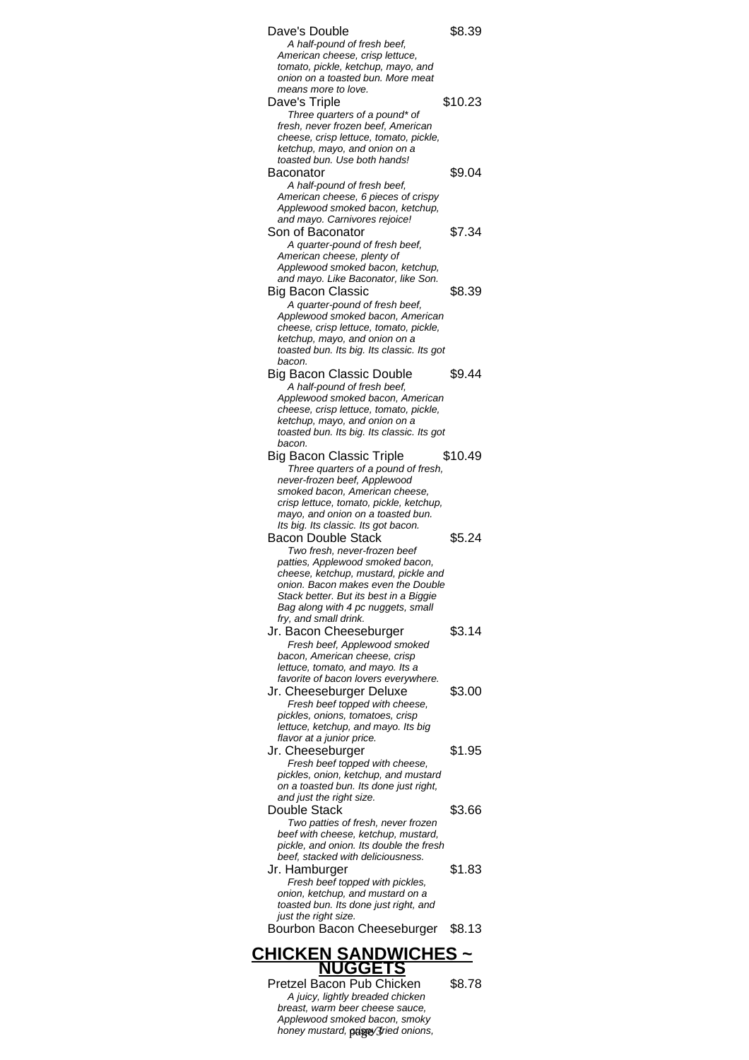Dave's Double $8.39

*A half-pound of fresh beef, American cheese, crisp lettuce, tomato, pickle, ketchup, mayo, and onion on a toasted bun. More meat means more to love.*

Dave's Triple $10.23

*Three quarters of a pound\* of fresh, never frozen beef, American cheese, crisp lettuce, tomato, pickle, ketchup, mayo, and onion on a toasted bun. Use both hands!*

Baconator $9.04

*A half-pound of fresh beef, American cheese, 6 pieces of crispy Applewood smoked bacon, ketchup, and mayo. Carnivores rejoice!*

Son of Baconator $7.34

*A quarter-pound of fresh beef, American cheese, plenty of Applewood smoked bacon, ketchup, and mayo. Like Baconator, like Son.*

Big Bacon Classic $8.39

*A quarter-pound of fresh beef, Applewood smoked bacon, American cheese, crisp lettuce, tomato, pickle, ketchup, mayo, and onion on a toasted bun. Its big. Its classic. Its got bacon.*

Big Bacon Classic Double $9.44

*A half-pound of fresh beef, Applewood smoked bacon, American cheese, crisp lettuce, tomato, pickle, ketchup, mayo, and onion on a toasted bun. Its big. Its classic. Its got bacon.*

Big Bacon Classic Triple $10.49

*Three quarters of a pound of fresh, never-frozen beef, Applewood smoked bacon, American cheese, crisp lettuce, tomato, pickle, ketchup, mayo, and onion on a toasted bun. Its big. Its classic. Its got bacon.*

Bacon Double Stack $5.24

*Two fresh, never-frozen beef patties, Applewood smoked bacon, cheese, ketchup, mustard, pickle and onion. Bacon makes even the Double Stack better. But its best in a Biggie Bag along with 4 pc nuggets, small fry, and small drink.*

Jr. Bacon Cheeseburger $3.14

*Fresh beef, Applewood smoked bacon, American cheese, crisp lettuce, tomato, and mayo. Its a favorite of bacon lovers everywhere.*

Jr. Cheeseburger Deluxe $3.00

*Fresh beef topped with cheese, pickles, onions, tomatoes, crisp lettuce, ketchup, and mayo. Its big flavor at a junior price.*

Jr. Cheeseburger $1.95

*Fresh beef topped with cheese, pickles, onion, ketchup, and mustard on a toasted bun. Its done just right, and just the right size.*

Double Stack $3.66

*Two patties of fresh, never frozen beef with cheese, ketchup, mustard, pickle, and onion. Its double the fresh beef, stacked with deliciousness.*

Jr. Hamburger $1.83

*Fresh beef topped with pickles, onion, ketchup, and mustard on a toasted bun. Its done just right, and just the right size.*

Bourbon Bacon Cheeseburger $8.13

## CHICKEN SANDWICHES ~ NUGGETS

Pretzel Bacon Pub Chicken $8.78

*A juicy, lightly breaded chicken breast, warm beer cheese sauce, Applewood smoked bacon, smoky honey mustard, crispy fried onions,*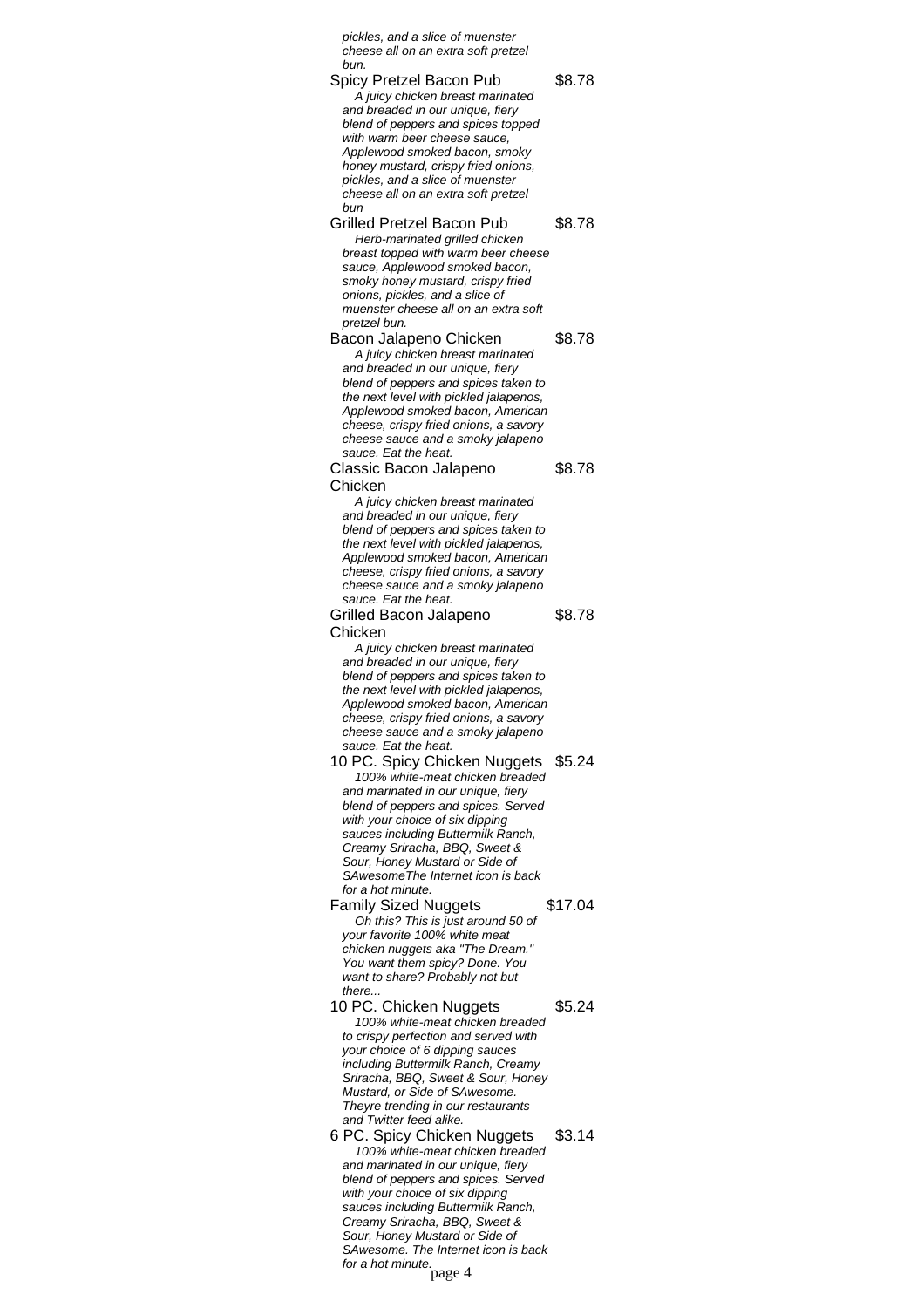*pickles, and a slice of muenster cheese all on an extra soft pretzel bun.*

**Spicy Pretzel Bacon Pub** — $8.78
*A juicy chicken breast marinated and breaded in our unique, fiery blend of peppers and spices topped with warm beer cheese sauce, Applewood smoked bacon, smoky honey mustard, crispy fried onions, pickles, and a slice of muenster cheese all on an extra soft pretzel bun*

**Grilled Pretzel Bacon Pub** — $8.78
*Herb-marinated grilled chicken breast topped with warm beer cheese sauce, Applewood smoked bacon, smoky honey mustard, crispy fried onions, pickles, and a slice of muenster cheese all on an extra soft pretzel bun.*

**Bacon Jalapeno Chicken** — $8.78
*A juicy chicken breast marinated and breaded in our unique, fiery blend of peppers and spices taken to the next level with pickled jalapenos, Applewood smoked bacon, American cheese, crispy fried onions, a savory cheese sauce and a smoky jalapeno sauce. Eat the heat.*

**Classic Bacon Jalapeno Chicken** — $8.78
*A juicy chicken breast marinated and breaded in our unique, fiery blend of peppers and spices taken to the next level with pickled jalapenos, Applewood smoked bacon, American cheese, crispy fried onions, a savory cheese sauce and a smoky jalapeno sauce. Eat the heat.*

**Grilled Bacon Jalapeno Chicken** — $8.78
*A juicy chicken breast marinated and breaded in our unique, fiery blend of peppers and spices taken to the next level with pickled jalapenos, Applewood smoked bacon, American cheese, crispy fried onions, a savory cheese sauce and a smoky jalapeno sauce. Eat the heat.*

**10 PC. Spicy Chicken Nuggets** — $5.24
*100% white-meat chicken breaded and marinated in our unique, fiery blend of peppers and spices. Served with your choice of six dipping sauces including Buttermilk Ranch, Creamy Sriracha, BBQ, Sweet & Sour, Honey Mustard or Side of SAwesomeThe Internet icon is back for a hot minute.*

**Family Sized Nuggets** — $17.04
*Oh this? This is just around 50 of your favorite 100% white meat chicken nuggets aka "The Dream." You want them spicy? Done. You want to share? Probably not but there...*

**10 PC. Chicken Nuggets** — $5.24
*100% white-meat chicken breaded to crispy perfection and served with your choice of 6 dipping sauces including Buttermilk Ranch, Creamy Sriracha, BBQ, Sweet & Sour, Honey Mustard, or Side of SAwesome. Theyre trending in our restaurants and Twitter feed alike.*

**6 PC. Spicy Chicken Nuggets** — $3.14
*100% white-meat chicken breaded and marinated in our unique, fiery blend of peppers and spices. Served with your choice of six dipping sauces including Buttermilk Ranch, Creamy Sriracha, BBQ, Sweet & Sour, Honey Mustard or Side of SAwesome. The Internet icon is back for a hot minute.*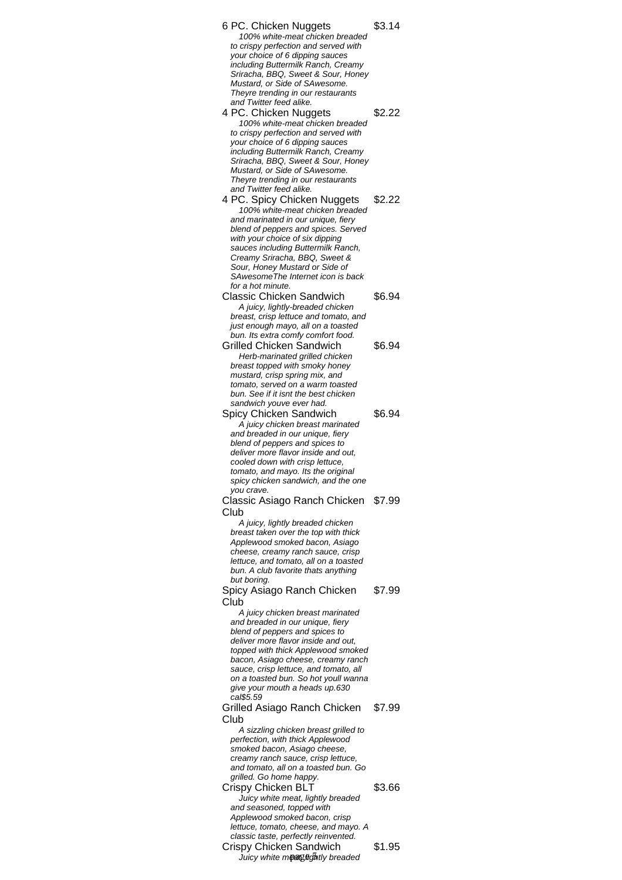**6 PC. Chicken Nuggets** $3.14

*100% white-meat chicken breaded to crispy perfection and served with your choice of 6 dipping sauces including Buttermilk Ranch, Creamy Sriracha, BBQ, Sweet & Sour, Honey Mustard, or Side of SAwesome. Theyre trending in our restaurants and Twitter feed alike.*

**4 PC. Chicken Nuggets** $2.22

*100% white-meat chicken breaded to crispy perfection and served with your choice of 6 dipping sauces including Buttermilk Ranch, Creamy Sriracha, BBQ, Sweet & Sour, Honey Mustard, or Side of SAwesome. Theyre trending in our restaurants and Twitter feed alike.*

**4 PC. Spicy Chicken Nuggets** $2.22

*100% white-meat chicken breaded and marinated in our unique, fiery blend of peppers and spices. Served with your choice of six dipping sauces including Buttermilk Ranch, Creamy Sriracha, BBQ, Sweet & Sour, Honey Mustard or Side of SAwesomeThe Internet icon is back for a hot minute.*

**Classic Chicken Sandwich** $6.94

*A juicy, lightly-breaded chicken breast, crisp lettuce and tomato, and just enough mayo, all on a toasted bun. Its extra comfy comfort food.*

**Grilled Chicken Sandwich** $6.94

*Herb-marinated grilled chicken breast topped with smoky honey mustard, crisp spring mix, and tomato, served on a warm toasted bun. See if it isnt the best chicken sandwich youve ever had.*

**Spicy Chicken Sandwich** $6.94

*A juicy chicken breast marinated and breaded in our unique, fiery blend of peppers and spices to deliver more flavor inside and out, cooled down with crisp lettuce, tomato, and mayo. Its the original spicy chicken sandwich, and the one you crave.*

**Classic Asiago Ranch Chicken Club** $7.99

*A juicy, lightly breaded chicken breast taken over the top with thick Applewood smoked bacon, Asiago cheese, creamy ranch sauce, crisp lettuce, and tomato, all on a toasted bun. A club favorite thats anything but boring.*

**Spicy Asiago Ranch Chicken Club** $7.99

*A juicy chicken breast marinated and breaded in our unique, fiery blend of peppers and spices to deliver more flavor inside and out, topped with thick Applewood smoked bacon, Asiago cheese, creamy ranch sauce, crisp lettuce, and tomato, all on a toasted bun. So hot youll wanna give your mouth a heads up.630 cal$5.59*

**Grilled Asiago Ranch Chicken Club** $7.99

*A sizzling chicken breast grilled to perfection, with thick Applewood smoked bacon, Asiago cheese, creamy ranch sauce, crisp lettuce, and tomato, all on a toasted bun. Go grilled. Go home happy.*

**Crispy Chicken BLT** $3.66

*Juicy white meat, lightly breaded and seasoned, topped with Applewood smoked bacon, crisp lettuce, tomato, cheese, and mayo. A classic taste, perfectly reinvented.*

**Crispy Chicken Sandwich** $1.95

*Juicy white meat, lightly breaded*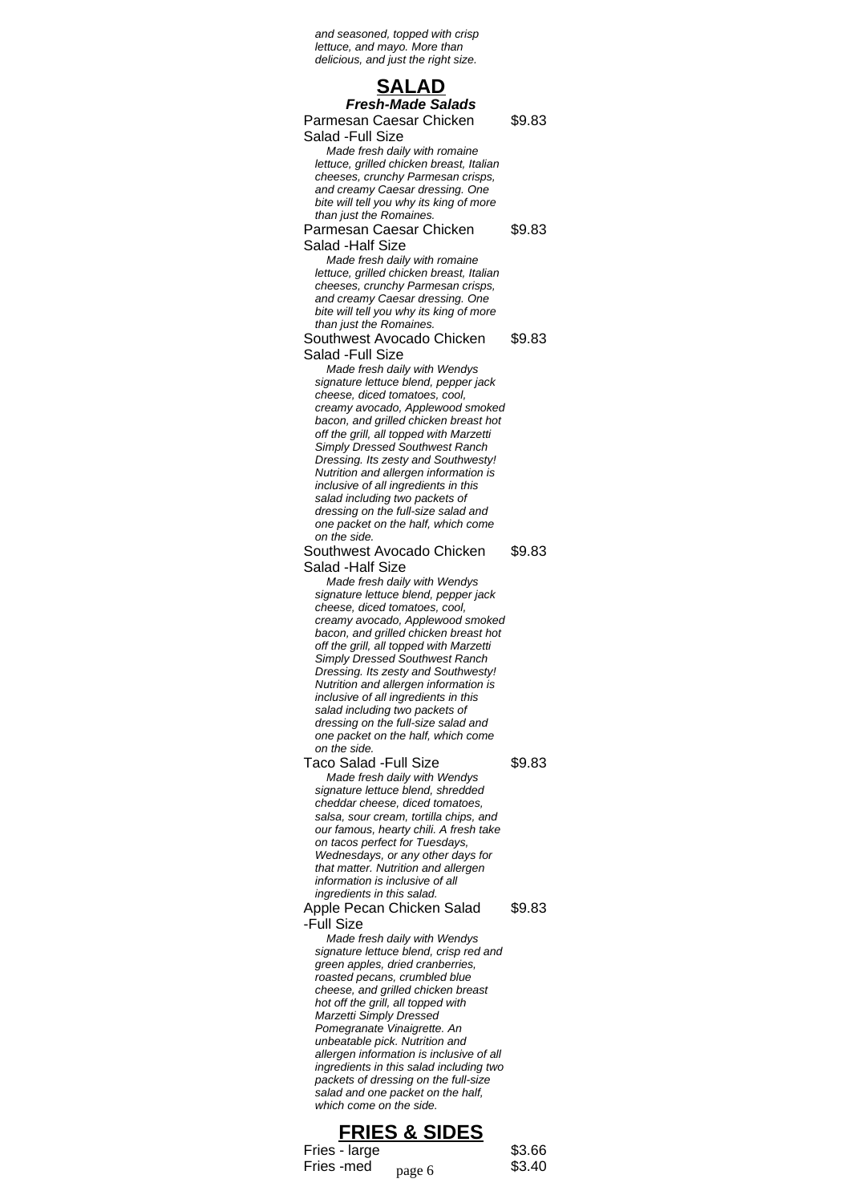*and seasoned, topped with crisp lettuce, and mayo. More than delicious, and just the right size.*

## SALAD

### *Fresh-Made Salads*

Parmesan Caesar Chicken Salad -Full Size — $9.83

*Made fresh daily with romaine lettuce, grilled chicken breast, Italian cheeses, crunchy Parmesan crisps, and creamy Caesar dressing. One bite will tell you why its king of more than just the Romaines.*

Parmesan Caesar Chicken Salad -Half Size — $9.83

*Made fresh daily with romaine lettuce, grilled chicken breast, Italian cheeses, crunchy Parmesan crisps, and creamy Caesar dressing. One bite will tell you why its king of more than just the Romaines.*

Southwest Avocado Chicken Salad -Full Size — $9.83

*Made fresh daily with Wendys signature lettuce blend, pepper jack cheese, diced tomatoes, cool, creamy avocado, Applewood smoked bacon, and grilled chicken breast hot off the grill, all topped with Marzetti Simply Dressed Southwest Ranch Dressing. Its zesty and Southwesty! Nutrition and allergen information is inclusive of all ingredients in this salad including two packets of dressing on the full-size salad and one packet on the half, which come on the side.*

Southwest Avocado Chicken Salad -Half Size — $9.83

*Made fresh daily with Wendys signature lettuce blend, pepper jack cheese, diced tomatoes, cool, creamy avocado, Applewood smoked bacon, and grilled chicken breast hot off the grill, all topped with Marzetti Simply Dressed Southwest Ranch Dressing. Its zesty and Southwesty! Nutrition and allergen information is inclusive of all ingredients in this salad including two packets of dressing on the full-size salad and one packet on the half, which come on the side.*

Taco Salad -Full Size — $9.83

*Made fresh daily with Wendys signature lettuce blend, shredded cheddar cheese, diced tomatoes, salsa, sour cream, tortilla chips, and our famous, hearty chili. A fresh take on tacos perfect for Tuesdays, Wednesdays, or any other days for that matter. Nutrition and allergen information is inclusive of all ingredients in this salad.*

Apple Pecan Chicken Salad -Full Size — $9.83

*Made fresh daily with Wendys signature lettuce blend, crisp red and green apples, dried cranberries, roasted pecans, crumbled blue cheese, and grilled chicken breast hot off the grill, all topped with Marzetti Simply Dressed Pomegranate Vinaigrette. An unbeatable pick. Nutrition and allergen information is inclusive of all ingredients in this salad including two packets of dressing on the full-size salad and one packet on the half, which come on the side.*

## FRIES & SIDES

Fries - large — $3.66

Fries -med — $3.40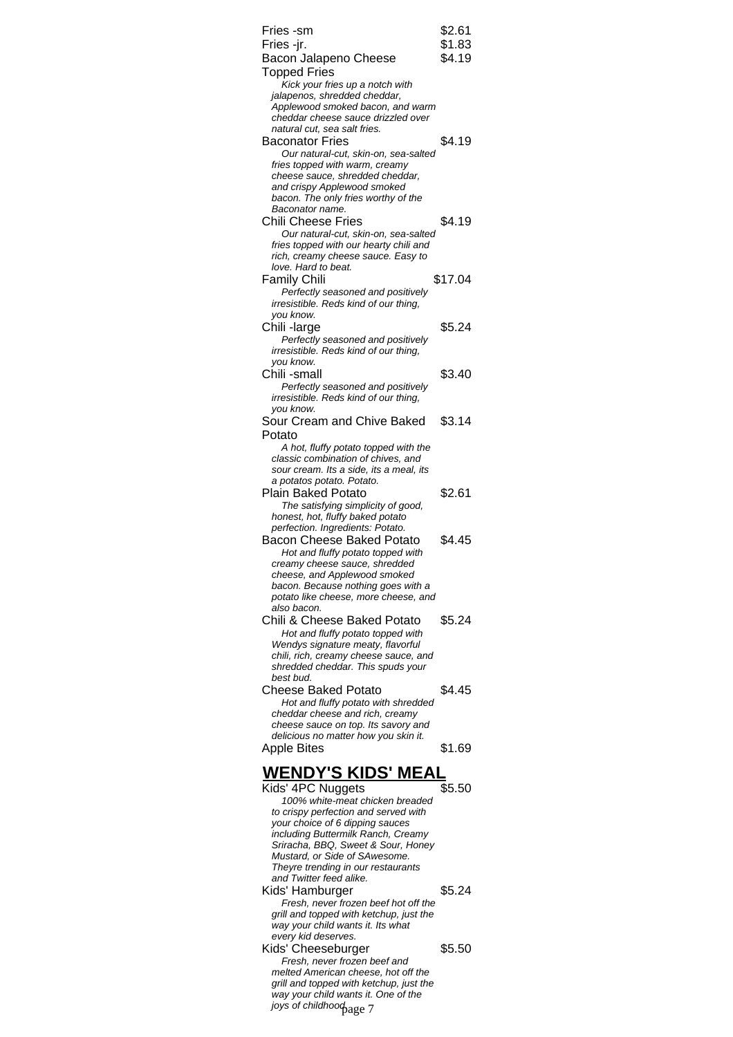Fries -sm $2.61

Fries -jr. $1.83

Bacon Jalapeno Cheese Topped Fries $4.19

*Kick your fries up a notch with jalapenos, shredded cheddar, Applewood smoked bacon, and warm cheddar cheese sauce drizzled over natural cut, sea salt fries.*

Baconator Fries $4.19

*Our natural-cut, skin-on, sea-salted fries topped with warm, creamy cheese sauce, shredded cheddar, and crispy Applewood smoked bacon. The only fries worthy of the Baconator name.*

Chili Cheese Fries $4.19

*Our natural-cut, skin-on, sea-salted fries topped with our hearty chili and rich, creamy cheese sauce. Easy to love. Hard to beat.*

Family Chili $17.04

*Perfectly seasoned and positively irresistible. Reds kind of our thing, you know.*

Chili -large $5.24

*Perfectly seasoned and positively irresistible. Reds kind of our thing, you know.*

Chili -small $3.40

*Perfectly seasoned and positively irresistible. Reds kind of our thing, you know.*

Sour Cream and Chive Baked Potato $3.14

*A hot, fluffy potato topped with the classic combination of chives, and sour cream. Its a side, its a meal, its a potatos potato. Potato.*

Plain Baked Potato $2.61

*The satisfying simplicity of good, honest, hot, fluffy baked potato perfection. Ingredients: Potato.*

Bacon Cheese Baked Potato $4.45

*Hot and fluffy potato topped with creamy cheese sauce, shredded cheese, and Applewood smoked bacon. Because nothing goes with a potato like cheese, more cheese, and also bacon.*

Chili & Cheese Baked Potato $5.24

*Hot and fluffy potato topped with Wendys signature meaty, flavorful chili, rich, creamy cheese sauce, and shredded cheddar. This spuds your best bud.*

Cheese Baked Potato $4.45

*Hot and fluffy potato with shredded cheddar cheese and rich, creamy cheese sauce on top. Its savory and delicious no matter how you skin it.*

Apple Bites $1.69

## WENDY'S KIDS' MEAL

Kids' 4PC Nuggets $5.50

*100% white-meat chicken breaded to crispy perfection and served with your choice of 6 dipping sauces including Buttermilk Ranch, Creamy Sriracha, BBQ, Sweet & Sour, Honey Mustard, or Side of SAwesome. Theyre trending in our restaurants and Twitter feed alike.*

Kids' Hamburger $5.24

*Fresh, never frozen beef hot off the grill and topped with ketchup, just the way your child wants it. Its what every kid deserves.*

Kids' Cheeseburger $5.50

*Fresh, never frozen beef and melted American cheese, hot off the grill and topped with ketchup, just the way your child wants it. One of the joys of childhood.*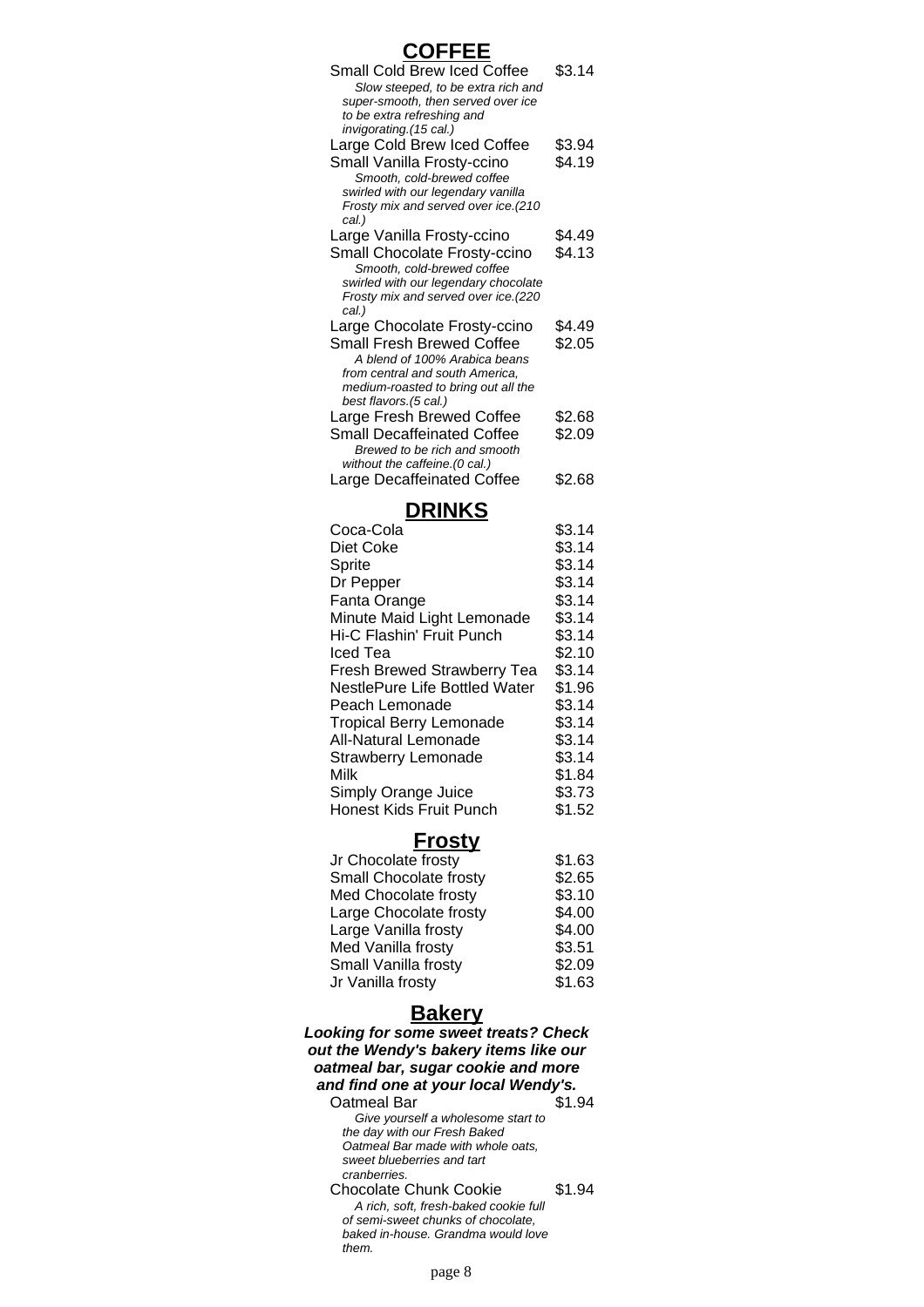## COFFEE

| Item | Price |
| --- | --- |
| Small Cold Brew Iced Coffee<br>*Slow steeped, to be extra rich and super-smooth, then served over ice to be extra refreshing and invigorating.(15 cal.)* | $3.14 |
| Large Cold Brew Iced Coffee | $3.94 |
| Small Vanilla Frosty-ccino<br>*Smooth, cold-brewed coffee swirled with our legendary vanilla Frosty mix and served over ice.(210 cal.)* | $4.19 |
| Large Vanilla Frosty-ccino | $4.49 |
| Small Chocolate Frosty-ccino<br>*Smooth, cold-brewed coffee swirled with our legendary chocolate Frosty mix and served over ice.(220 cal.)* | $4.13 |
| Large Chocolate Frosty-ccino | $4.49 |
| Small Fresh Brewed Coffee<br>*A blend of 100% Arabica beans from central and south America, medium-roasted to bring out all the best flavors.(5 cal.)* | $2.05 |
| Large Fresh Brewed Coffee | $2.68 |
| Small Decaffeinated Coffee<br>*Brewed to be rich and smooth without the caffeine.(0 cal.)* | $2.09 |
| Large Decaffeinated Coffee | $2.68 |

## DRINKS

| Item | Price |
| --- | --- |
| Coca-Cola | $3.14 |
| Diet Coke | $3.14 |
| Sprite | $3.14 |
| Dr Pepper | $3.14 |
| Fanta Orange | $3.14 |
| Minute Maid Light Lemonade | $3.14 |
| Hi-C Flashin' Fruit Punch | $3.14 |
| Iced Tea | $2.10 |
| Fresh Brewed Strawberry Tea | $3.14 |
| NestlePure Life Bottled Water | $1.96 |
| Peach Lemonade | $3.14 |
| Tropical Berry Lemonade | $3.14 |
| All-Natural Lemonade | $3.14 |
| Strawberry Lemonade | $3.14 |
| Milk | $1.84 |
| Simply Orange Juice | $3.73 |
| Honest Kids Fruit Punch | $1.52 |

## Frosty

| Item | Price |
| --- | --- |
| Jr Chocolate frosty | $1.63 |
| Small Chocolate frosty | $2.65 |
| Med Chocolate frosty | $3.10 |
| Large Chocolate frosty | $4.00 |
| Large Vanilla frosty | $4.00 |
| Med Vanilla frosty | $3.51 |
| Small Vanilla frosty | $2.09 |
| Jr Vanilla frosty | $1.63 |

## Bakery

***Looking for some sweet treats? Check out the Wendy's bakery items like our oatmeal bar, sugar cookie and more and find one at your local Wendy's.***

| Item | Price |
| --- | --- |
| Oatmeal Bar<br>*Give yourself a wholesome start to the day with our Fresh Baked Oatmeal Bar made with whole oats, sweet blueberries and tart cranberries.* | $1.94 |
| Chocolate Chunk Cookie<br>*A rich, soft, fresh-baked cookie full of semi-sweet chunks of chocolate, baked in-house. Grandma would love them.* | $1.94 |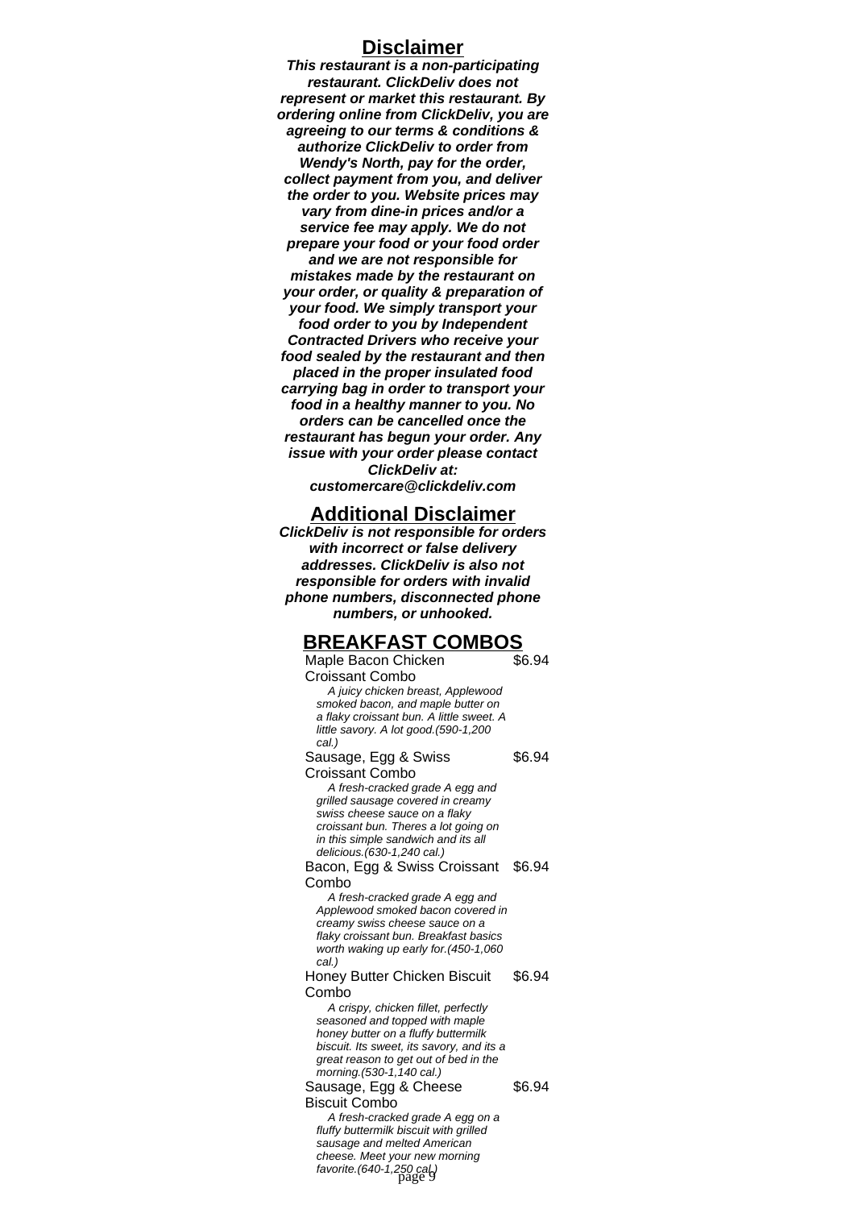## Disclaimer

***This restaurant is a non-participating restaurant. ClickDeliv does not represent or market this restaurant. By ordering online from ClickDeliv, you are agreeing to our terms & conditions & authorize ClickDeliv to order from Wendy's North, pay for the order, collect payment from you, and deliver the order to you. Website prices may vary from dine-in prices and/or a service fee may apply. We do not prepare your food or your food order and we are not responsible for mistakes made by the restaurant on your order, or quality & preparation of your food. We simply transport your food order to you by Independent Contracted Drivers who receive your food sealed by the restaurant and then placed in the proper insulated food carrying bag in order to transport your food in a healthy manner to you. No orders can be cancelled once the restaurant has begun your order. Any issue with your order please contact ClickDeliv at: customercare@clickdeliv.com***

## Additional Disclaimer

***ClickDeliv is not responsible for orders with incorrect or false delivery addresses. ClickDeliv is also not responsible for orders with invalid phone numbers, disconnected phone numbers, or unhooked.***

## BREAKFAST COMBOS

Maple Bacon Chicken Croissant Combo — $6.94

*A juicy chicken breast, Applewood smoked bacon, and maple butter on a flaky croissant bun. A little sweet. A little savory. A lot good.(590-1,200 cal.)*

Sausage, Egg & Swiss Croissant Combo — $6.94

*A fresh-cracked grade A egg and grilled sausage covered in creamy swiss cheese sauce on a flaky croissant bun. Theres a lot going on in this simple sandwich and its all delicious.(630-1,240 cal.)*

Bacon, Egg & Swiss Croissant Combo — $6.94

*A fresh-cracked grade A egg and Applewood smoked bacon covered in creamy swiss cheese sauce on a flaky croissant bun. Breakfast basics worth waking up early for.(450-1,060 cal.)*

Honey Butter Chicken Biscuit Combo — $6.94

*A crispy, chicken fillet, perfectly seasoned and topped with maple honey butter on a fluffy buttermilk biscuit. Its sweet, its savory, and its a great reason to get out of bed in the morning.(530-1,140 cal.)*

Sausage, Egg & Cheese Biscuit Combo — $6.94

*A fresh-cracked grade A egg on a fluffy buttermilk biscuit with grilled sausage and melted American cheese. Meet your new morning favorite.(640-1,250 cal.)*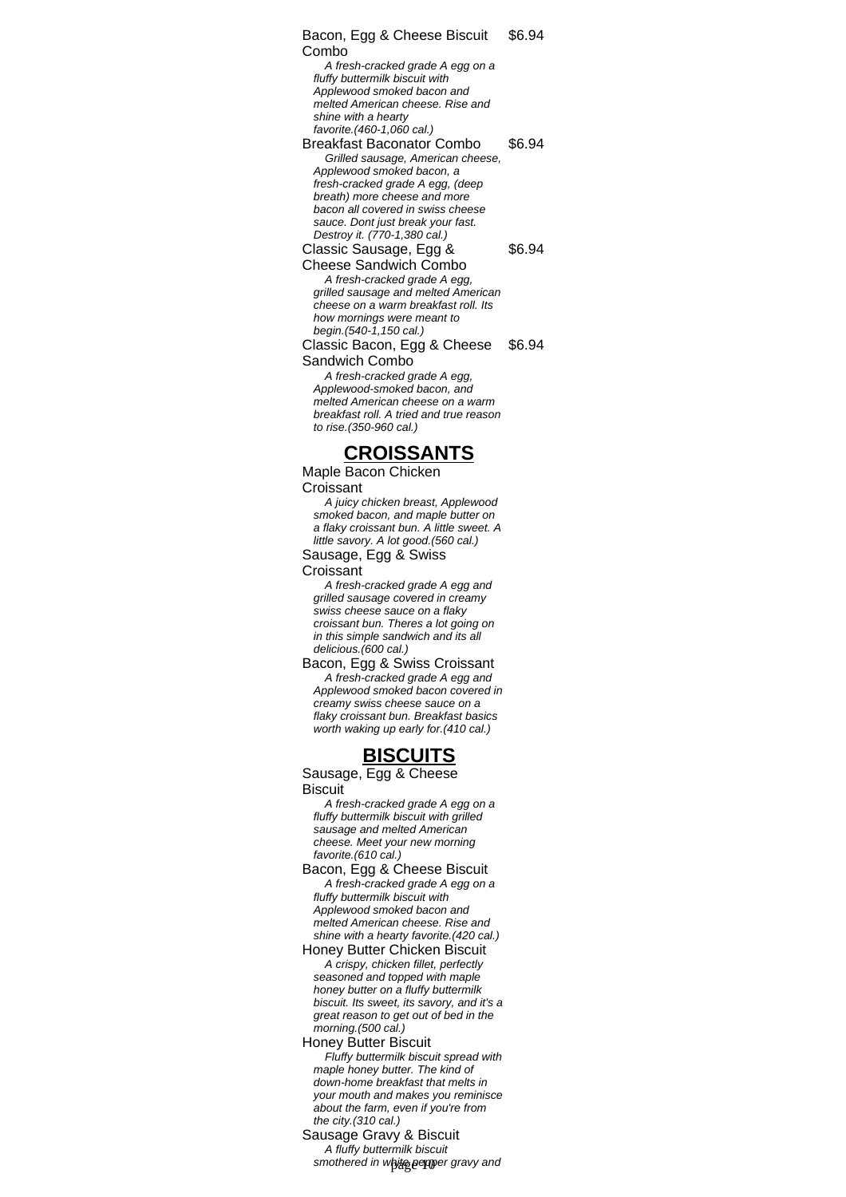Bacon, Egg & Cheese Biscuit Combo $6.94

*A fresh-cracked grade A egg on a fluffy buttermilk biscuit with Applewood smoked bacon and melted American cheese. Rise and shine with a hearty favorite.(460-1,060 cal.)*

Breakfast Baconator Combo $6.94

*Grilled sausage, American cheese, Applewood smoked bacon, a fresh-cracked grade A egg, (deep breath) more cheese and more bacon all covered in swiss cheese sauce. Dont just break your fast. Destroy it. (770-1,380 cal.)*

Classic Sausage, Egg & Cheese Sandwich Combo $6.94

*A fresh-cracked grade A egg, grilled sausage and melted American cheese on a warm breakfast roll. Its how mornings were meant to begin.(540-1,150 cal.)*

Classic Bacon, Egg & Cheese Sandwich Combo $6.94

*A fresh-cracked grade A egg, Applewood-smoked bacon, and melted American cheese on a warm breakfast roll. A tried and true reason to rise.(350-960 cal.)*

## CROISSANTS

Maple Bacon Chicken Croissant

*A juicy chicken breast, Applewood smoked bacon, and maple butter on a flaky croissant bun. A little sweet. A little savory. A lot good.(560 cal.)*

Sausage, Egg & Swiss Croissant

*A fresh-cracked grade A egg and grilled sausage covered in creamy swiss cheese sauce on a flaky croissant bun. Theres a lot going on in this simple sandwich and its all delicious.(600 cal.)*

Bacon, Egg & Swiss Croissant

*A fresh-cracked grade A egg and Applewood smoked bacon covered in creamy swiss cheese sauce on a flaky croissant bun. Breakfast basics worth waking up early for.(410 cal.)*

## BISCUITS

Sausage, Egg & Cheese Biscuit

*A fresh-cracked grade A egg on a fluffy buttermilk biscuit with grilled sausage and melted American cheese. Meet your new morning favorite.(610 cal.)*

Bacon, Egg & Cheese Biscuit

*A fresh-cracked grade A egg on a fluffy buttermilk biscuit with Applewood smoked bacon and melted American cheese. Rise and shine with a hearty favorite.(420 cal.)*

Honey Butter Chicken Biscuit

*A crispy, chicken fillet, perfectly seasoned and topped with maple honey butter on a fluffy buttermilk biscuit. Its sweet, its savory, and it's a great reason to get out of bed in the morning.(500 cal.)*

Honey Butter Biscuit

*Fluffy buttermilk biscuit spread with maple honey butter. The kind of down-home breakfast that melts in your mouth and makes you reminisce about the farm, even if you're from the city.(310 cal.)*

Sausage Gravy & Biscuit

*A fluffy buttermilk biscuit smothered in white pepper gravy and*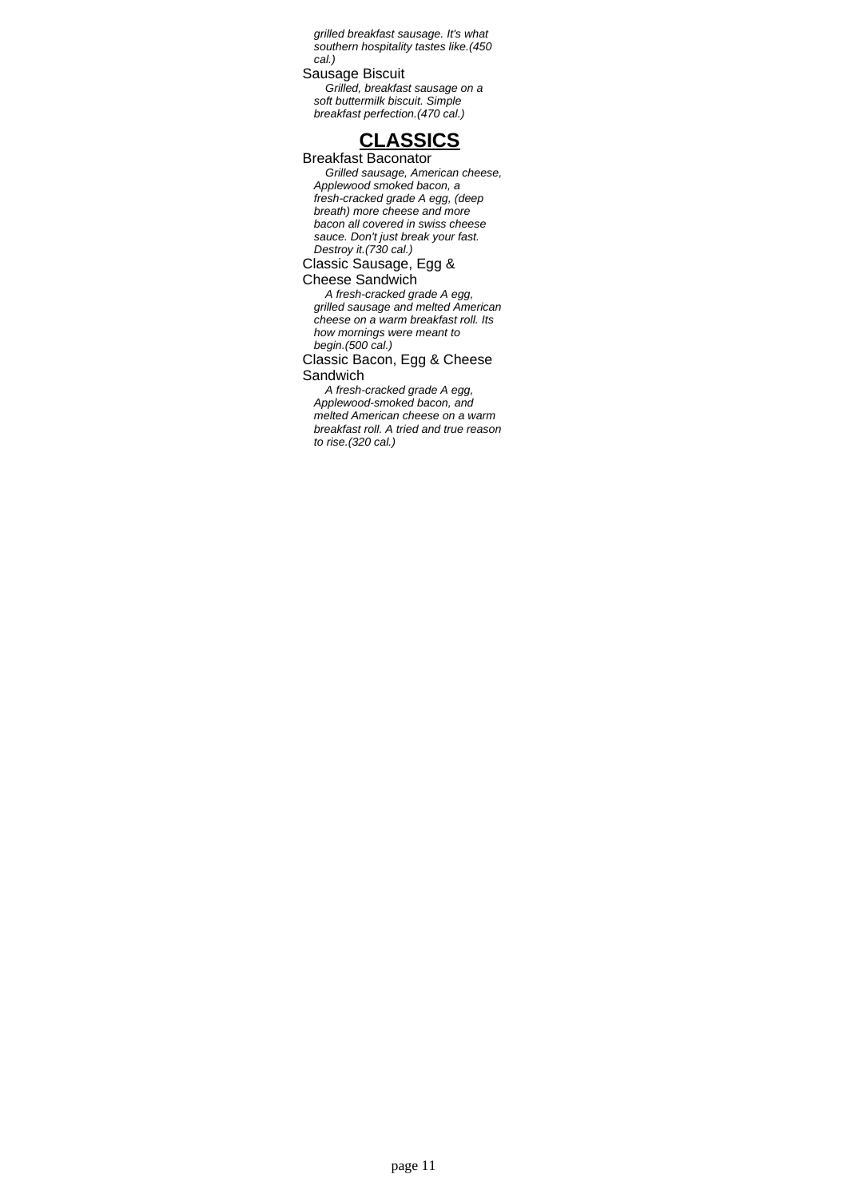*grilled breakfast sausage. It's what southern hospitality tastes like.(450 cal.)*

Sausage Biscuit

*Grilled, breakfast sausage on a soft buttermilk biscuit. Simple breakfast perfection.(470 cal.)*

## CLASSICS

Breakfast Baconator

*Grilled sausage, American cheese, Applewood smoked bacon, a fresh-cracked grade A egg, (deep breath) more cheese and more bacon all covered in swiss cheese sauce. Don't just break your fast. Destroy it.(730 cal.)*

Classic Sausage, Egg & Cheese Sandwich

*A fresh-cracked grade A egg, grilled sausage and melted American cheese on a warm breakfast roll. Its how mornings were meant to begin.(500 cal.)*

Classic Bacon, Egg & Cheese Sandwich

*A fresh-cracked grade A egg, Applewood-smoked bacon, and melted American cheese on a warm breakfast roll. A tried and true reason to rise.(320 cal.)*